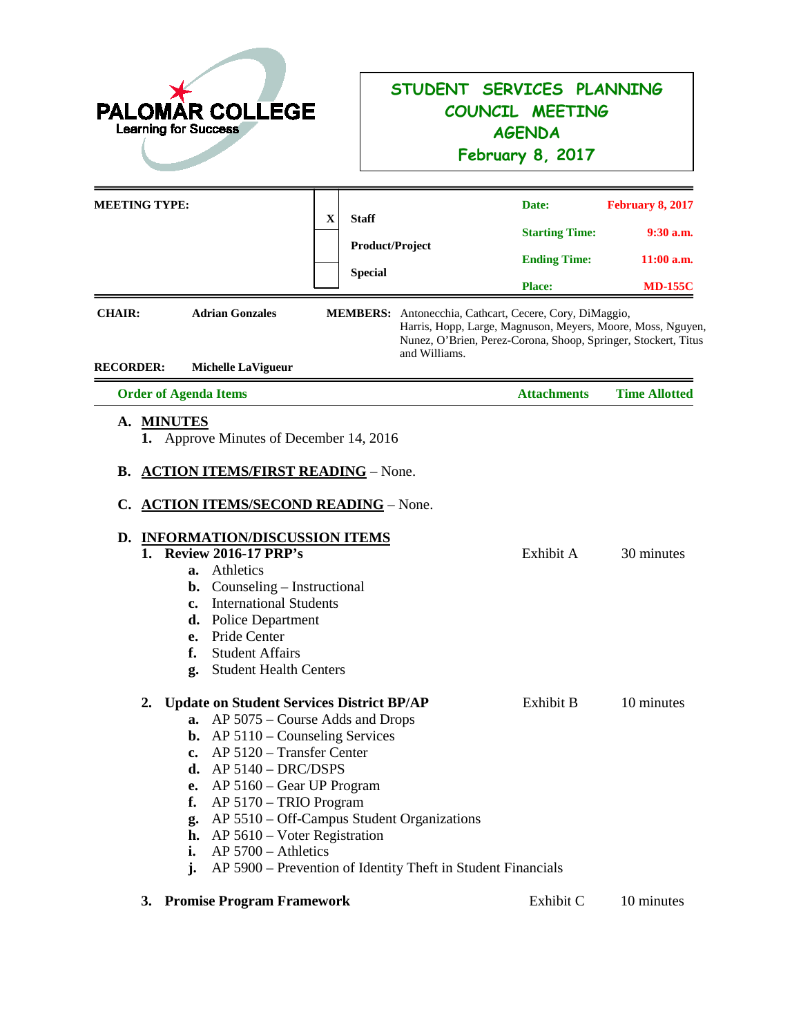**PALOMAR COLLEGE**
Learning for Success

# STUDENT SERVICES PLANNING COUNCIL MEETING AGENDA
## February 8, 2017

| MEETING TYPE: | | | | |
|---|---|---|---|---|
| | X | Staff | Date: | February 8, 2017 |
| | | Product/Project | Starting Time: | 9:30 a.m. |
| | | Special | Ending Time: | 11:00 a.m. |
| | | | Place: | MD-155C |

**CHAIR:** **Adrian Gonzales**

**MEMBERS:** Antonecchia, Cathcart, Cecere, Cory, DiMaggio, Harris, Hopp, Large, Magnuson, Meyers, Moore, Moss, Nguyen, Nunez, O'Brien, Perez-Corona, Shoop, Springer, Stockert, Titus and Williams.

**RECORDER:** **Michelle LaVigueur**

| Order of Agenda Items | Attachments | Time Allotted |
|---|---|---|

**A. MINUTES**

1. Approve Minutes of December 14, 2016

**B. ACTION ITEMS/FIRST READING** – None.

**C. ACTION ITEMS/SECOND READING** – None.

**D. INFORMATION/DISCUSSION ITEMS**

1. **Review 2016-17 PRP's** — Exhibit A — 30 minutes
   - a. Athletics
   - b. Counseling – Instructional
   - c. International Students
   - d. Police Department
   - e. Pride Center
   - f. Student Affairs
   - g. Student Health Centers

2. **Update on Student Services District BP/AP** — Exhibit B — 10 minutes
   - a. AP 5075 – Course Adds and Drops
   - b. AP 5110 – Counseling Services
   - c. AP 5120 – Transfer Center
   - d. AP 5140 – DRC/DSPS
   - e. AP 5160 – Gear UP Program
   - f. AP 5170 – TRIO Program
   - g. AP 5510 – Off-Campus Student Organizations
   - h. AP 5610 – Voter Registration
   - i. AP 5700 – Athletics
   - j. AP 5900 – Prevention of Identity Theft in Student Financials

3. **Promise Program Framework** — Exhibit C — 10 minutes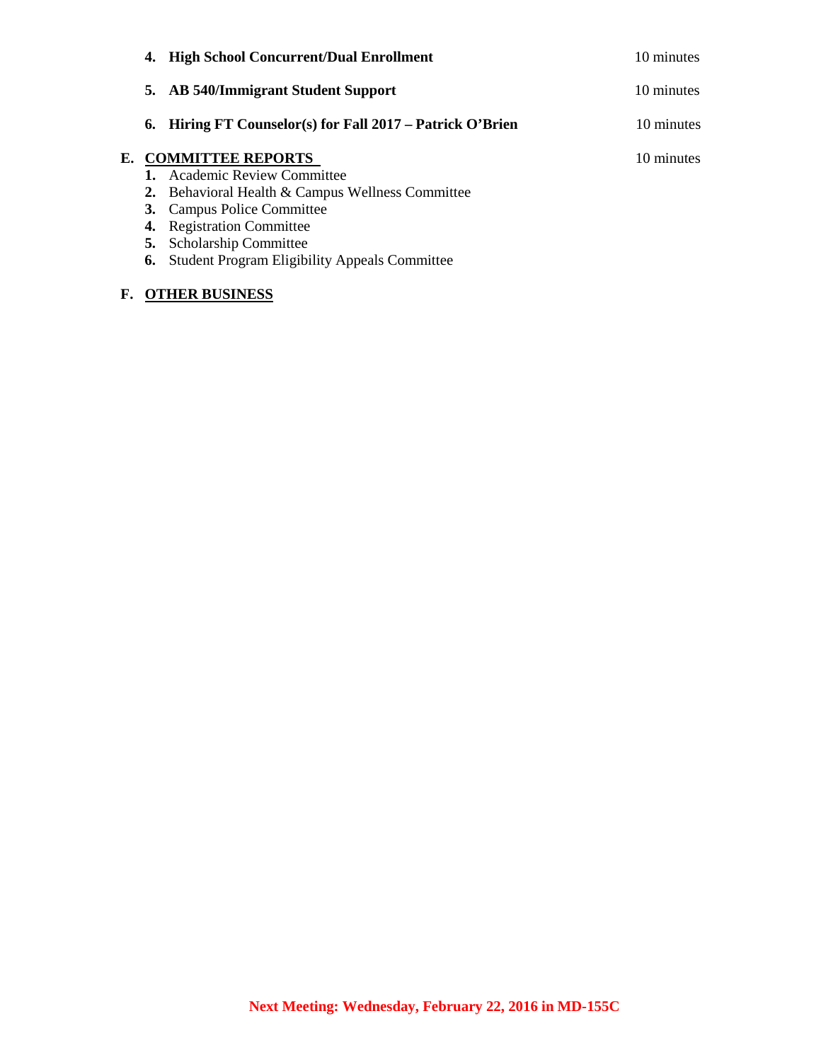4. **High School Concurrent/Dual Enrollment** 10 minutes

5. **AB 540/Immigrant Student Support** 10 minutes

6. **Hiring FT Counselor(s) for Fall 2017 – Patrick O'Brien** 10 minutes

**E. <u>COMMITTEE REPORTS</u>** 10 minutes

1. Academic Review Committee
2. Behavioral Health & Campus Wellness Committee
3. Campus Police Committee
4. Registration Committee
5. Scholarship Committee
6. Student Program Eligibility Appeals Committee

**F. <u>OTHER BUSINESS</u>**

**Next Meeting: Wednesday, February 22, 2016 in MD-155C**